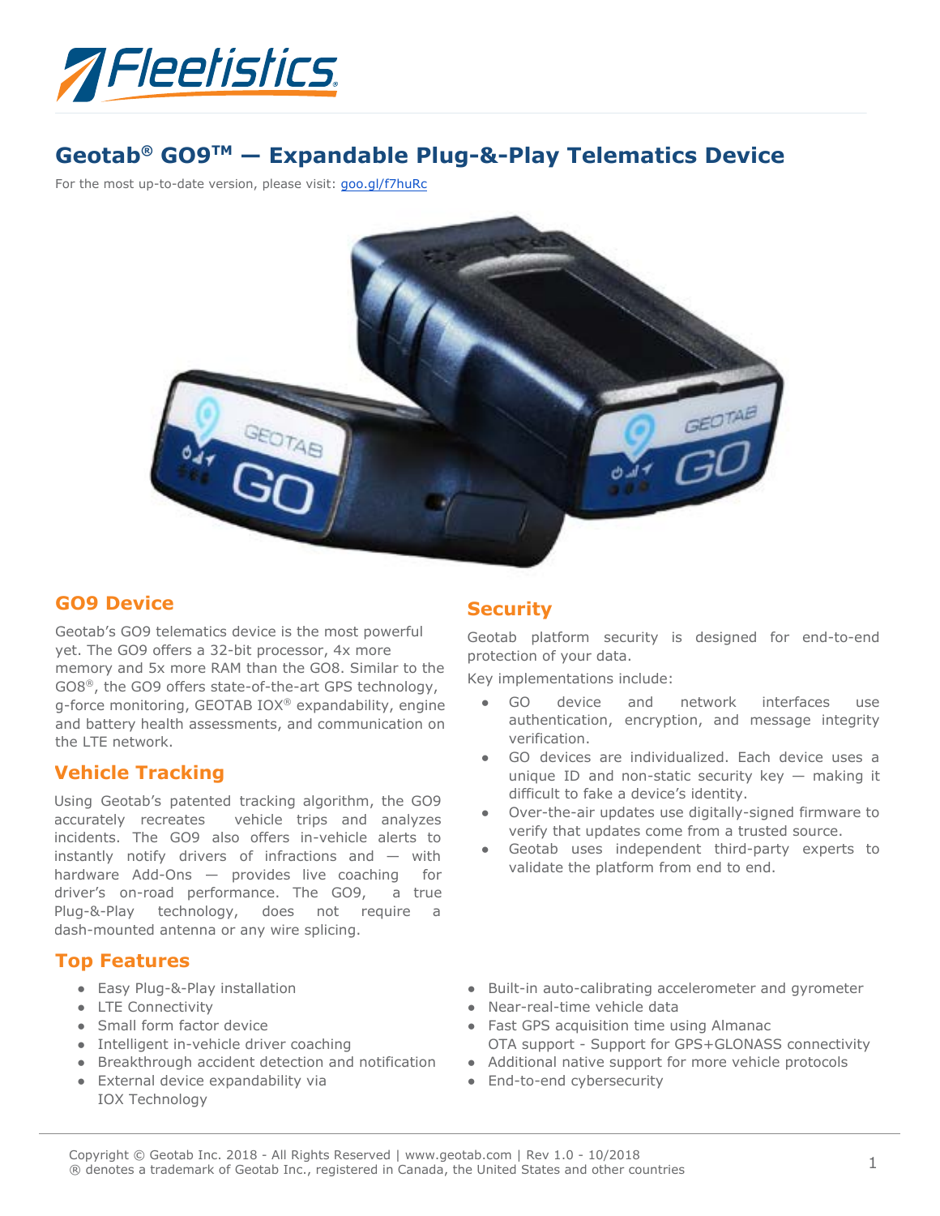Fleetistics

# Geotab® GO9™ — Expandable Plug-&-Play Telematics Device

For the most up-to-date version, please visit: goo.gl/f7huRc

## GO9 Device

Geotab's GO9 telematics device is the most powerful yet. The GO9 offers a 32-bit processor, 4x more memory and 5x more RAM than the GO8. Similar to the GO8®, the GO9 offers state-of-the-art GPS technology, g-force monitoring, GEOTAB IOX® expandability, engine and battery health assessments, and communication on the LTE network.

## Vehicle Tracking

Using Geotab's patented tracking algorithm, the GO9 accurately recreates vehicle trips and analyzes incidents. The GO9 also offers in-vehicle alerts to instantly notify drivers of infractions and — with hardware Add-Ons — provides live coaching for driver's on-road performance. The GO9, a true Plug-&-Play technology, does not require a dash-mounted antenna or any wire splicing.

## Security

Geotab platform security is designed for end-to-end protection of your data.

Key implementations include:

- GO device and network interfaces use authentication, encryption, and message integrity verification.
- GO devices are individualized. Each device uses a unique ID and non-static security key — making it difficult to fake a device's identity.
- Over-the-air updates use digitally-signed firmware to verify that updates come from a trusted source.
- Geotab uses independent third-party experts to validate the platform from end to end.

## Top Features

- Easy Plug-&-Play installation
- LTE Connectivity
- Small form factor device
- Intelligent in-vehicle driver coaching
- Breakthrough accident detection and notification
- External device expandability via IOX Technology
- Built-in auto-calibrating accelerometer and gyrometer
- Near-real-time vehicle data
- Fast GPS acquisition time using Almanac OTA support - Support for GPS+GLONASS connectivity
- Additional native support for more vehicle protocols
- End-to-end cybersecurity

Copyright © Geotab Inc. 2018 - All Rights Reserved | www.geotab.com | Rev 1.0 - 10/2018
® denotes a trademark of Geotab Inc., registered in Canada, the United States and other countries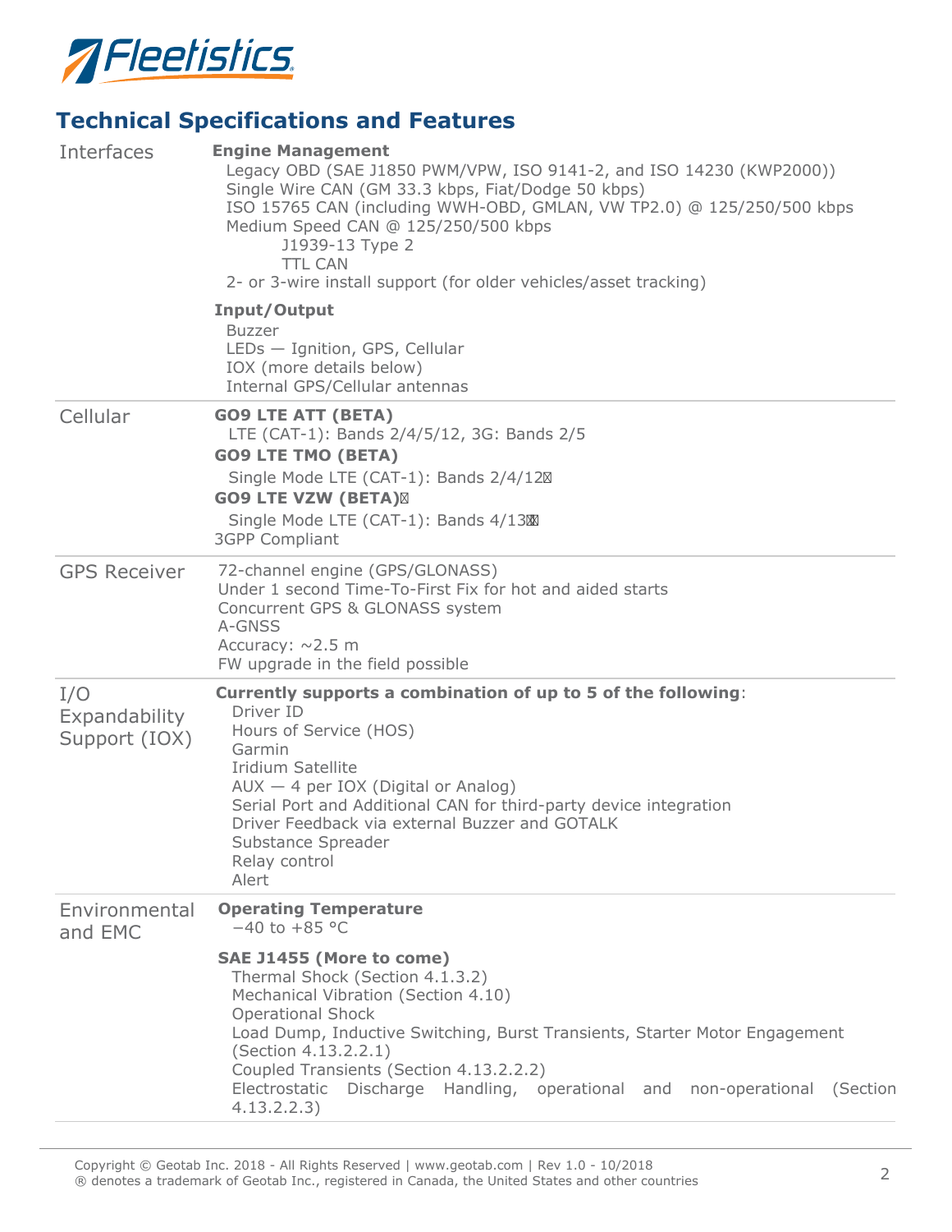## Technical Specifications and Features

| | |
|---|---|
| Interfaces | **Engine Management**<br>Legacy OBD (SAE J1850 PWM/VPW, ISO 9141-2, and ISO 14230 (KWP2000))<br>Single Wire CAN (GM 33.3 kbps, Fiat/Dodge 50 kbps)<br>ISO 15765 CAN (including WWH-OBD, GMLAN, VW TP2.0) @ 125/250/500 kbps<br>Medium Speed CAN @ 125/250/500 kbps<br>J1939-13 Type 2<br>TTL CAN<br>2- or 3-wire install support (for older vehicles/asset tracking)<br><br>**Input/Output**<br>Buzzer<br>LEDs — Ignition, GPS, Cellular<br>IOX (more details below)<br>Internal GPS/Cellular antennas |
| Cellular | **GO9 LTE ATT (BETA)**<br>LTE (CAT-1): Bands 2/4/5/12, 3G: Bands 2/5<br>**GO9 LTE TMO (BETA)**<br>Single Mode LTE (CAT-1): Bands 2/4/12<br>**GO9 LTE VZW (BETA)**<br>Single Mode LTE (CAT-1): Bands 4/13<br>3GPP Compliant |
| GPS Receiver | 72-channel engine (GPS/GLONASS)<br>Under 1 second Time-To-First Fix for hot and aided starts<br>Concurrent GPS & GLONASS system<br>A-GNSS<br>Accuracy: ~2.5 m<br>FW upgrade in the field possible |
| I/O Expandability Support (IOX) | **Currently supports a combination of up to 5 of the following**:<br>Driver ID<br>Hours of Service (HOS)<br>Garmin<br>Iridium Satellite<br>AUX — 4 per IOX (Digital or Analog)<br>Serial Port and Additional CAN for third-party device integration<br>Driver Feedback via external Buzzer and GOTALK<br>Substance Spreader<br>Relay control<br>Alert |
| Environmental and EMC | **Operating Temperature**<br>−40 to +85 °C<br><br>**SAE J1455 (More to come)**<br>Thermal Shock (Section 4.1.3.2)<br>Mechanical Vibration (Section 4.10)<br>Operational Shock<br>Load Dump, Inductive Switching, Burst Transients, Starter Motor Engagement (Section 4.13.2.2.1)<br>Coupled Transients (Section 4.13.2.2.2)<br>Electrostatic Discharge Handling, operational and non-operational (Section 4.13.2.2.3) |

Copyright © Geotab Inc. 2018 - All Rights Reserved | www.geotab.com | Rev 1.0 - 10/2018
® denotes a trademark of Geotab Inc., registered in Canada, the United States and other countries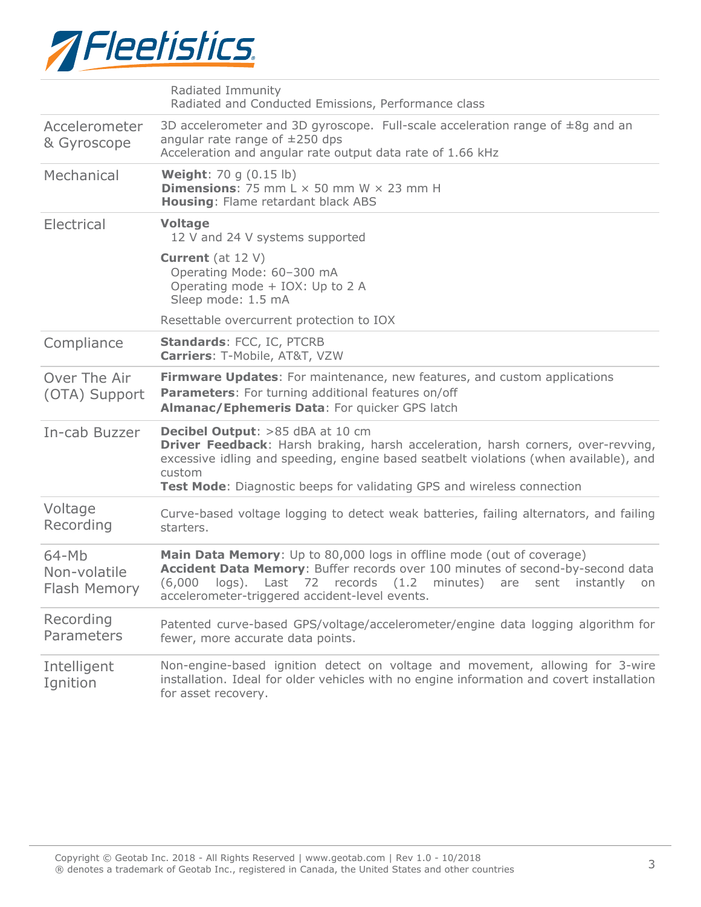| | |
|---|---|
| | Radiated Immunity<br>Radiated and Conducted Emissions, Performance class |
| Accelerometer & Gyroscope | 3D accelerometer and 3D gyroscope. Full-scale acceleration range of ±8g and an angular rate range of ±250 dps<br>Acceleration and angular rate output data rate of 1.66 kHz |
| Mechanical | **Weight**: 70 g (0.15 lb)<br>**Dimensions**: 75 mm L × 50 mm W × 23 mm H<br>**Housing**: Flame retardant black ABS |
| Electrical | **Voltage**<br>12 V and 24 V systems supported<br><br>**Current** (at 12 V)<br>Operating Mode: 60–300 mA<br>Operating mode + IOX: Up to 2 A<br>Sleep mode: 1.5 mA<br><br>Resettable overcurrent protection to IOX |
| Compliance | **Standards**: FCC, IC, PTCRB<br>**Carriers**: T-Mobile, AT&T, VZW |
| Over The Air (OTA) Support | **Firmware Updates**: For maintenance, new features, and custom applications<br>**Parameters**: For turning additional features on/off<br>**Almanac/Ephemeris Data**: For quicker GPS latch |
| In-cab Buzzer | **Decibel Output**: >85 dBA at 10 cm<br>**Driver Feedback**: Harsh braking, harsh acceleration, harsh corners, over-revving, excessive idling and speeding, engine based seatbelt violations (when available), and custom<br>**Test Mode**: Diagnostic beeps for validating GPS and wireless connection |
| Voltage Recording | Curve-based voltage logging to detect weak batteries, failing alternators, and failing starters. |
| 64-Mb Non-volatile Flash Memory | **Main Data Memory**: Up to 80,000 logs in offline mode (out of coverage)<br>**Accident Data Memory**: Buffer records over 100 minutes of second-by-second data (6,000 logs). Last 72 records (1.2 minutes) are sent instantly on accelerometer-triggered accident-level events. |
| Recording Parameters | Patented curve-based GPS/voltage/accelerometer/engine data logging algorithm for fewer, more accurate data points. |
| Intelligent Ignition | Non-engine-based ignition detect on voltage and movement, allowing for 3-wire installation. Ideal for older vehicles with no engine information and covert installation for asset recovery. |

Copyright © Geotab Inc. 2018 - All Rights Reserved | www.geotab.com | Rev 1.0 - 10/2018
® denotes a trademark of Geotab Inc., registered in Canada, the United States and other countries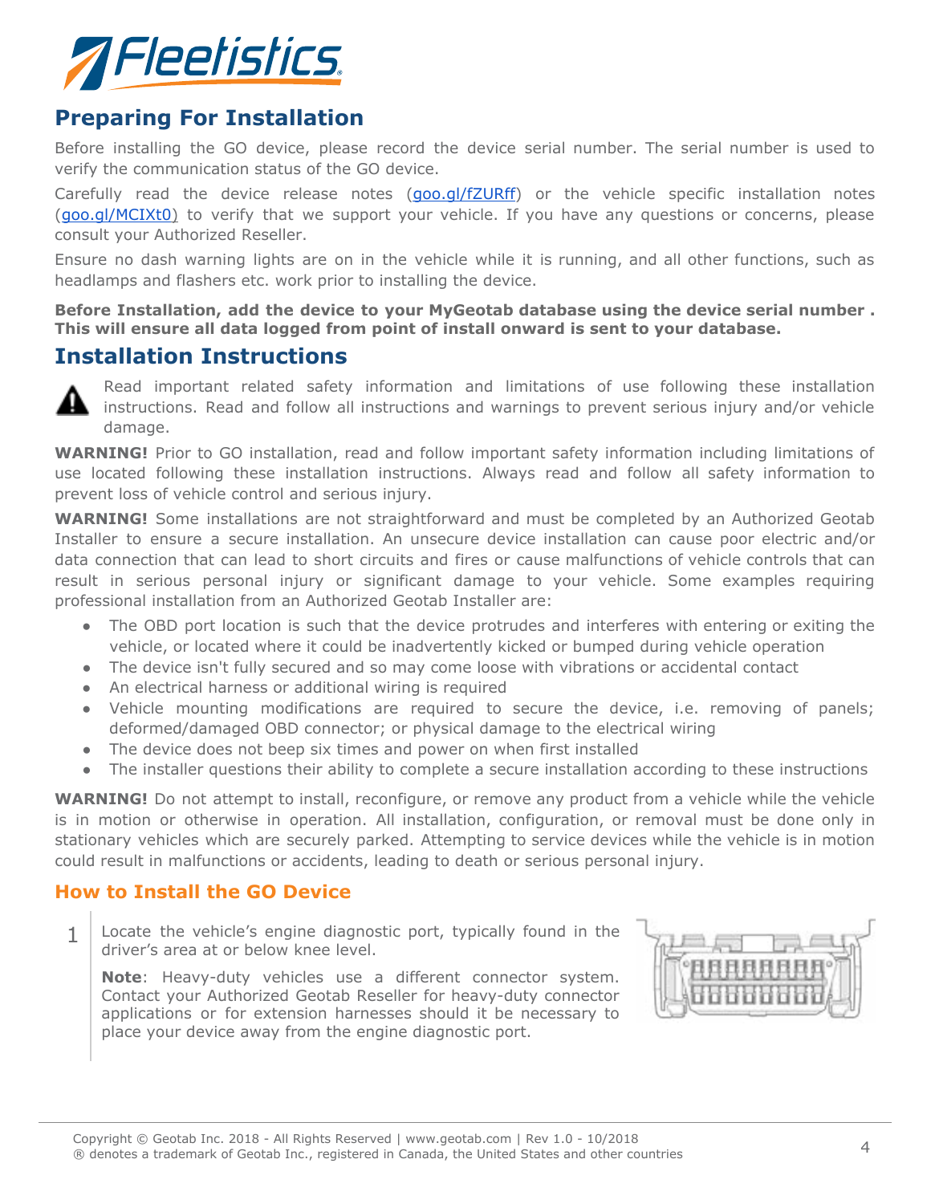## Preparing For Installation

Before installing the GO device, please record the device serial number. The serial number is used to verify the communication status of the GO device.

Carefully read the device release notes (goo.gl/fZURff) or the vehicle specific installation notes (goo.gl/MCIXt0) to verify that we support your vehicle. If you have any questions or concerns, please consult your Authorized Reseller.

Ensure no dash warning lights are on in the vehicle while it is running, and all other functions, such as headlamps and flashers etc. work prior to installing the device.

**Before Installation, add the device to your MyGeotab database using the device serial number . This will ensure all data logged from point of install onward is sent to your database.**

## Installation Instructions

Read important related safety information and limitations of use following these installation instructions. Read and follow all instructions and warnings to prevent serious injury and/or vehicle damage.

**WARNING!** Prior to GO installation, read and follow important safety information including limitations of use located following these installation instructions. Always read and follow all safety information to prevent loss of vehicle control and serious injury.

**WARNING!** Some installations are not straightforward and must be completed by an Authorized Geotab Installer to ensure a secure installation. An unsecure device installation can cause poor electric and/or data connection that can lead to short circuits and fires or cause malfunctions of vehicle controls that can result in serious personal injury or significant damage to your vehicle. Some examples requiring professional installation from an Authorized Geotab Installer are:

- The OBD port location is such that the device protrudes and interferes with entering or exiting the vehicle, or located where it could be inadvertently kicked or bumped during vehicle operation
- The device isn't fully secured and so may come loose with vibrations or accidental contact
- An electrical harness or additional wiring is required
- Vehicle mounting modifications are required to secure the device, i.e. removing of panels; deformed/damaged OBD connector; or physical damage to the electrical wiring
- The device does not beep six times and power on when first installed
- The installer questions their ability to complete a secure installation according to these instructions

**WARNING!** Do not attempt to install, reconfigure, or remove any product from a vehicle while the vehicle is in motion or otherwise in operation. All installation, configuration, or removal must be done only in stationary vehicles which are securely parked. Attempting to service devices while the vehicle is in motion could result in malfunctions or accidents, leading to death or serious personal injury.

### How to Install the GO Device

1. Locate the vehicle's engine diagnostic port, typically found in the driver's area at or below knee level.

   **Note**: Heavy-duty vehicles use a different connector system. Contact your Authorized Geotab Reseller for heavy-duty connector applications or for extension harnesses should it be necessary to place your device away from the engine diagnostic port.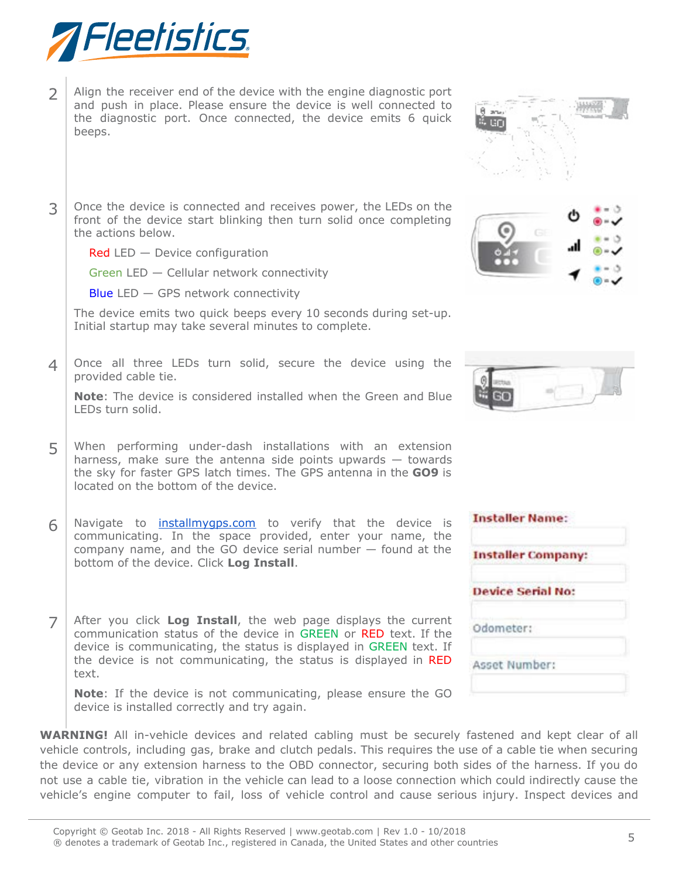2. Align the receiver end of the device with the engine diagnostic port and push in place. Please ensure the device is well connected to the diagnostic port. Once connected, the device emits 6 quick beeps.

3. Once the device is connected and receives power, the LEDs on the front of the device start blinking then turn solid once completing the actions below.

   Red LED — Device configuration

   Green LED — Cellular network connectivity

   Blue LED — GPS network connectivity

   The device emits two quick beeps every 10 seconds during set-up. Initial startup may take several minutes to complete.

4. Once all three LEDs turn solid, secure the device using the provided cable tie.

   **Note**: The device is considered installed when the Green and Blue LEDs turn solid.

5. When performing under-dash installations with an extension harness, make sure the antenna side points upwards — towards the sky for faster GPS latch times. The GPS antenna in the **GO9** is located on the bottom of the device.

6. Navigate to installmygps.com to verify that the device is communicating. In the space provided, enter your name, the company name, and the GO device serial number — found at the bottom of the device. Click **Log Install**.

   Installer Name:

   Installer Company:

   Device Serial No:

   Odometer:

   Asset Number:

7. After you click **Log Install**, the web page displays the current communication status of the device in GREEN or RED text. If the device is communicating, the status is displayed in GREEN text. If the device is not communicating, the status is displayed in RED text.

   **Note**: If the device is not communicating, please ensure the GO device is installed correctly and try again.

**WARNING!** All in-vehicle devices and related cabling must be securely fastened and kept clear of all vehicle controls, including gas, brake and clutch pedals. This requires the use of a cable tie when securing the device or any extension harness to the OBD connector, securing both sides of the harness. If you do not use a cable tie, vibration in the vehicle can lead to a loose connection which could indirectly cause the vehicle's engine computer to fail, loss of vehicle control and cause serious injury. Inspect devices and

Copyright © Geotab Inc. 2018 - All Rights Reserved | www.geotab.com | Rev 1.0 - 10/2018
® denotes a trademark of Geotab Inc., registered in Canada, the United States and other countries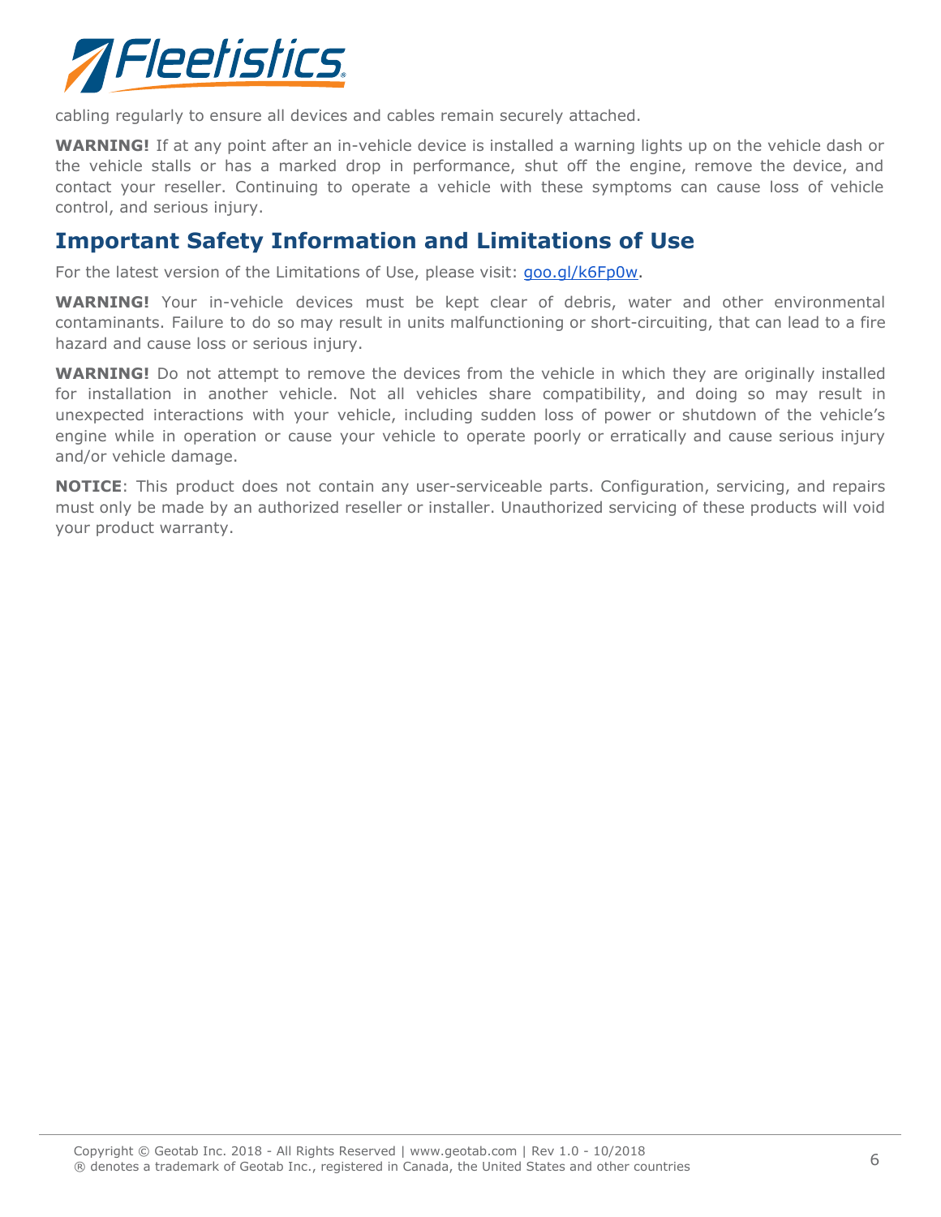cabling regularly to ensure all devices and cables remain securely attached.

**WARNING!** If at any point after an in-vehicle device is installed a warning lights up on the vehicle dash or the vehicle stalls or has a marked drop in performance, shut off the engine, remove the device, and contact your reseller. Continuing to operate a vehicle with these symptoms can cause loss of vehicle control, and serious injury.

## Important Safety Information and Limitations of Use

For the latest version of the Limitations of Use, please visit: [goo.gl/k6Fp0w](goo.gl/k6Fp0w).

**WARNING!** Your in-vehicle devices must be kept clear of debris, water and other environmental contaminants. Failure to do so may result in units malfunctioning or short-circuiting, that can lead to a fire hazard and cause loss or serious injury.

**WARNING!** Do not attempt to remove the devices from the vehicle in which they are originally installed for installation in another vehicle. Not all vehicles share compatibility, and doing so may result in unexpected interactions with your vehicle, including sudden loss of power or shutdown of the vehicle's engine while in operation or cause your vehicle to operate poorly or erratically and cause serious injury and/or vehicle damage.

**NOTICE**: This product does not contain any user-serviceable parts. Configuration, servicing, and repairs must only be made by an authorized reseller or installer. Unauthorized servicing of these products will void your product warranty.